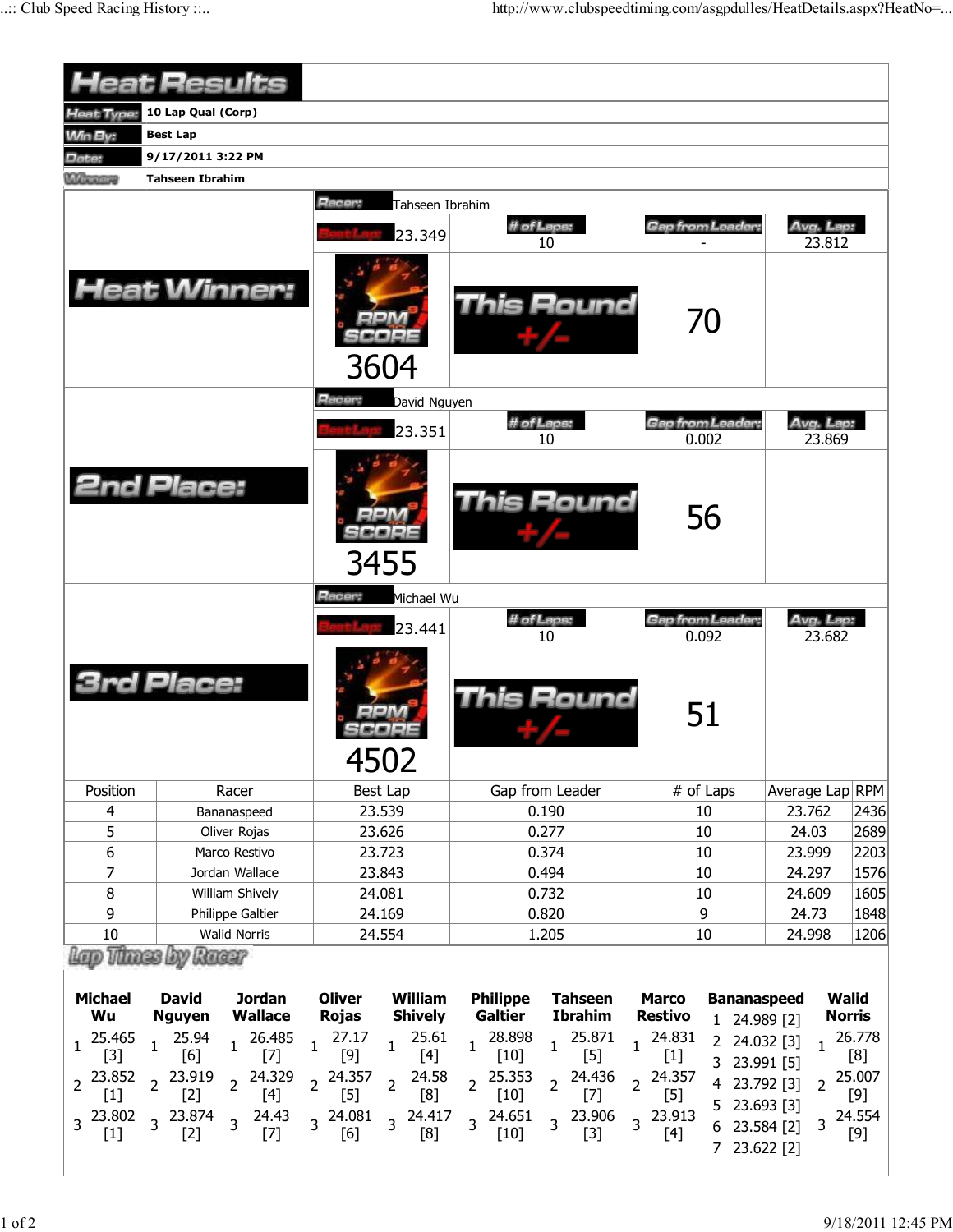# Heat Results

| | |
|---|---|
| Heat Type: | 10 Lap Qual (Corp) |
| Win By: | Best Lap |
| Date: | 9/17/2011 3:22 PM |
| Winner: | Tahseen Ibrahim |

## Heat Winner:

Racer: Tahseen Ibrahim

| Best Lap | # of Laps | Gap from Leader | Avg. Lap |
|---|---|---|---|
| 23.349 | 10 | - | 23.812 |

RPM SCORE: 3604

This Round +/-: 70

## 2nd Place:

Racer: David Nguyen

| Best Lap | # of Laps | Gap from Leader | Avg. Lap |
|---|---|---|---|
| 23.351 | 10 | 0.002 | 23.869 |

RPM SCORE: 3455

This Round +/-: 56

## 3rd Place:

Racer: Michael Wu

| Best Lap | # of Laps | Gap from Leader | Avg. Lap |
|---|---|---|---|
| 23.441 | 10 | 0.092 | 23.682 |

RPM SCORE: 4502

This Round +/-: 51

| Position | Racer | Best Lap | Gap from Leader | # of Laps | Average Lap | RPM |
|---|---|---|---|---|---|---|
| 4 | Bananaspeed | 23.539 | 0.190 | 10 | 23.762 | 2436 |
| 5 | Oliver Rojas | 23.626 | 0.277 | 10 | 24.03 | 2689 |
| 6 | Marco Restivo | 23.723 | 0.374 | 10 | 23.999 | 2203 |
| 7 | Jordan Wallace | 23.843 | 0.494 | 10 | 24.297 | 1576 |
| 8 | William Shively | 24.081 | 0.732 | 10 | 24.609 | 1605 |
| 9 | Philippe Galtier | 24.169 | 0.820 | 9 | 24.73 | 1848 |
| 10 | Walid Norris | 24.554 | 1.205 | 10 | 24.998 | 1206 |

## Lap Times by Racer

| Lap | Michael Wu | David Nguyen | Jordan Wallace | Oliver Rojas | William Shively | Philippe Galtier | Tahseen Ibrahim | Marco Restivo | Bananaspeed | Walid Norris |
|---|---|---|---|---|---|---|---|---|---|---|
| 1 | 25.465 [3] | 25.94 [6] | 26.485 [7] | 27.17 [9] | 25.61 [4] | 28.898 [10] | 25.871 [5] | 24.831 [1] | 24.989 [2] | 26.778 [8] |
| 2 | 23.852 [1] | 23.919 [2] | 24.329 [4] | 24.357 [5] | 24.58 [8] | 25.353 [10] | 24.436 [7] | 24.357 [5] | 24.032 [3] | 25.007 [9] |
| 3 | 23.802 [1] | 23.874 [2] | 24.43 [7] | 24.081 [6] | 24.417 [8] | 24.651 [10] | 23.906 [3] | 23.913 [4] | 23.991 [5] | 24.554 [9] |
| 4 | | | | | | | | | 23.792 [3] | |
| 5 | | | | | | | | | 23.693 [3] | |
| 6 | | | | | | | | | 23.584 [2] | |
| 7 | | | | | | | | | 23.622 [2] | |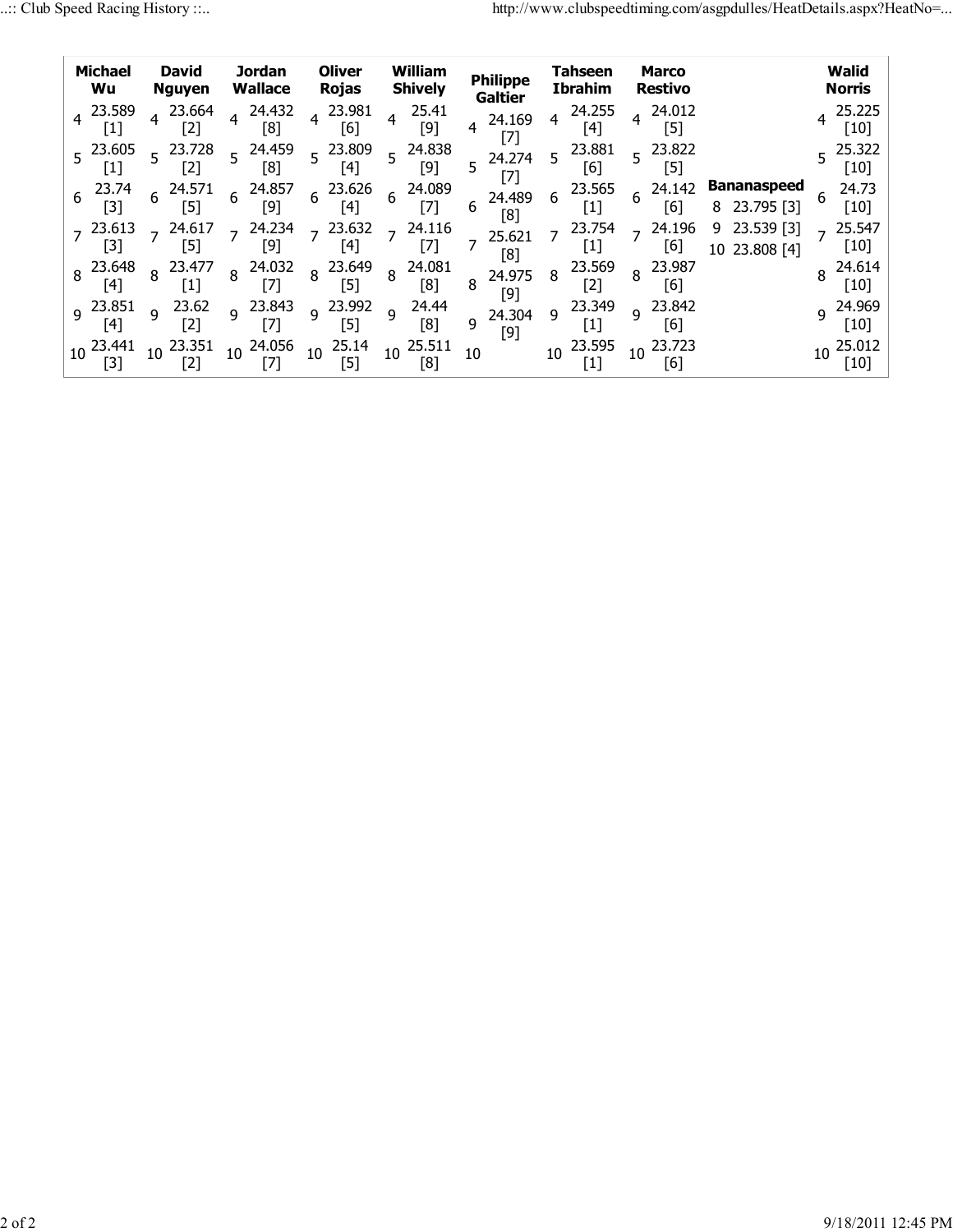| Michael Wu | | David Nguyen | | Jordan Wallace | | Oliver Rojas | | William Shively | | Philippe Galtier | | Tahseen Ibrahim | | Marco Restivo | | Bananaspeed | | Walid Norris | |
|---|---|---|---|---|---|---|---|---|---|---|---|---|---|---|---|---|---|---|---|
| 4 | 23.589 [1] | 4 | 23.664 [2] | 4 | 24.432 [8] | 4 | 23.981 [6] | 4 | 25.41 [9] | 4 | 24.169 [7] | 4 | 24.255 [4] | 4 | 24.012 [5] | | | 4 | 25.225 [10] |
| 5 | 23.605 [1] | 5 | 23.728 [2] | 5 | 24.459 [8] | 5 | 23.809 [4] | 5 | 24.838 [9] | 5 | 24.274 [7] | 5 | 23.881 [6] | 5 | 23.822 [5] | | | 5 | 25.322 [10] |
| 6 | 23.74 [3] | 6 | 24.571 [5] | 6 | 24.857 [9] | 6 | 23.626 [4] | 6 | 24.089 [7] | 6 | 24.489 [8] | 6 | 23.565 [1] | 6 | 24.142 [6] | 8 | 23.795 [3] | 6 | 24.73 [10] |
| 7 | 23.613 [3] | 7 | 24.617 [5] | 7 | 24.234 [9] | 7 | 23.632 [4] | 7 | 24.116 [7] | 7 | 25.621 [8] | 7 | 23.754 [1] | 7 | 24.196 [6] | 9 | 23.539 [3] | 7 | 25.547 [10] |
| 8 | 23.648 [4] | 8 | 23.477 [1] | 8 | 24.032 [7] | 8 | 23.649 [5] | 8 | 24.081 [8] | 8 | 24.975 [9] | 8 | 23.569 [2] | 8 | 23.987 [6] | 10 | 23.808 [4] | 8 | 24.614 [10] |
| 9 | 23.851 [4] | 9 | 23.62 [2] | 9 | 23.843 [7] | 9 | 23.992 [5] | 9 | 24.44 [8] | 9 | 24.304 [9] | 9 | 23.349 [1] | 9 | 23.842 [6] | | | 9 | 24.969 [10] |
| 10 | 23.441 [3] | 10 | 23.351 [2] | 10 | 24.056 [7] | 10 | 25.14 [5] | 10 | 25.511 [8] | 10 | | 10 | 23.595 [1] | 10 | 23.723 [6] | | | 10 | 25.012 [10] |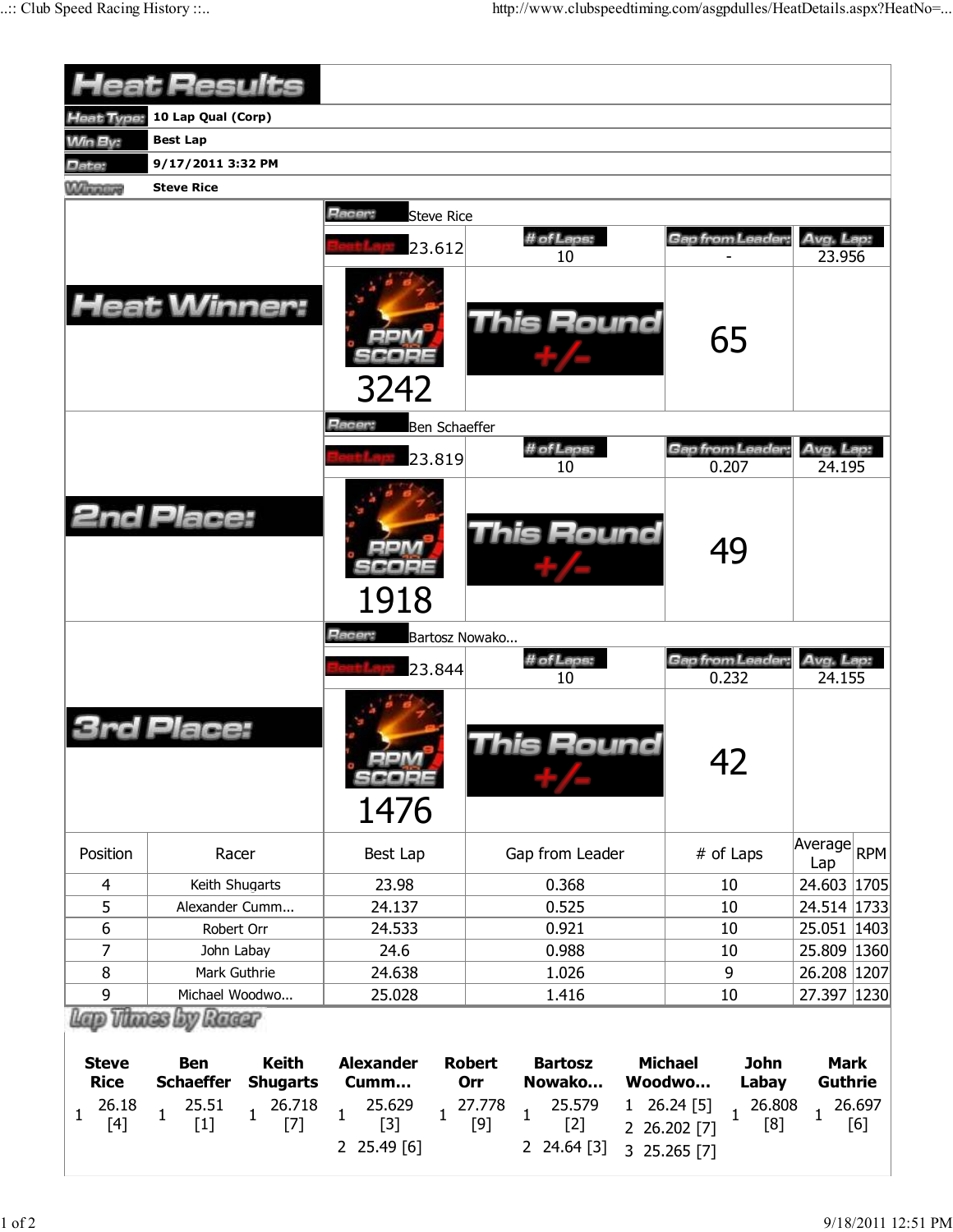# Heat Results

| | |
|---|---|
| **Heat Type:** | **10 Lap Qual (Corp)** |
| **Win By:** | **Best Lap** |
| **Date:** | **9/17/2011 3:32 PM** |
| **Winner:** | **Steve Rice** |

## Heat Winner:

| Racer: | Steve Rice | | |
|---|---|---|---|
| Best Lap: 23.612 | # of Laps: 10 | Gap from Leader: - | Avg. Lap: 23.956 |
| RPM SCORE 3242 | This Round +/- | 65 | |

## 2nd Place:

| Racer: | Ben Schaeffer | | |
|---|---|---|---|
| Best Lap: 23.819 | # of Laps: 10 | Gap from Leader: 0.207 | Avg. Lap: 24.195 |
| RPM SCORE 1918 | This Round +/- | 49 | |

## 3rd Place:

| Racer: | Bartosz Nowako... | | |
|---|---|---|---|
| Best Lap: 23.844 | # of Laps: 10 | Gap from Leader: 0.232 | Avg. Lap: 24.155 |
| RPM SCORE 1476 | This Round +/- | 42 | |

| Position | Racer | Best Lap | Gap from Leader | # of Laps | Average Lap | RPM |
|---|---|---|---|---|---|---|
| 4 | Keith Shugarts | 23.98 | 0.368 | 10 | 24.603 | 1705 |
| 5 | Alexander Cumm... | 24.137 | 0.525 | 10 | 24.514 | 1733 |
| 6 | Robert Orr | 24.533 | 0.921 | 10 | 25.051 | 1403 |
| 7 | John Labay | 24.6 | 0.988 | 10 | 25.809 | 1360 |
| 8 | Mark Guthrie | 24.638 | 1.026 | 9 | 26.208 | 1207 |
| 9 | Michael Woodwo... | 25.028 | 1.416 | 10 | 27.397 | 1230 |

## Lap Times by Racer

| Steve Rice | Ben Schaeffer | Keith Shugarts | Alexander Cumm... | Robert Orr | Bartosz Nowako... | Michael Woodwo... | John Labay | Mark Guthrie |
|---|---|---|---|---|---|---|---|---|
| 1 26.18 [4] | 1 25.51 [1] | 1 26.718 [7] | 1 25.629 [3] | 1 27.778 [9] | 1 25.579 [2] | 1 26.24 [5] | 1 26.808 [8] | 1 26.697 [6] |
| | | | 2 25.49 [6] | | 2 24.64 [3] | 2 26.202 [7] | | |
| | | | | | | 3 25.265 [7] | | |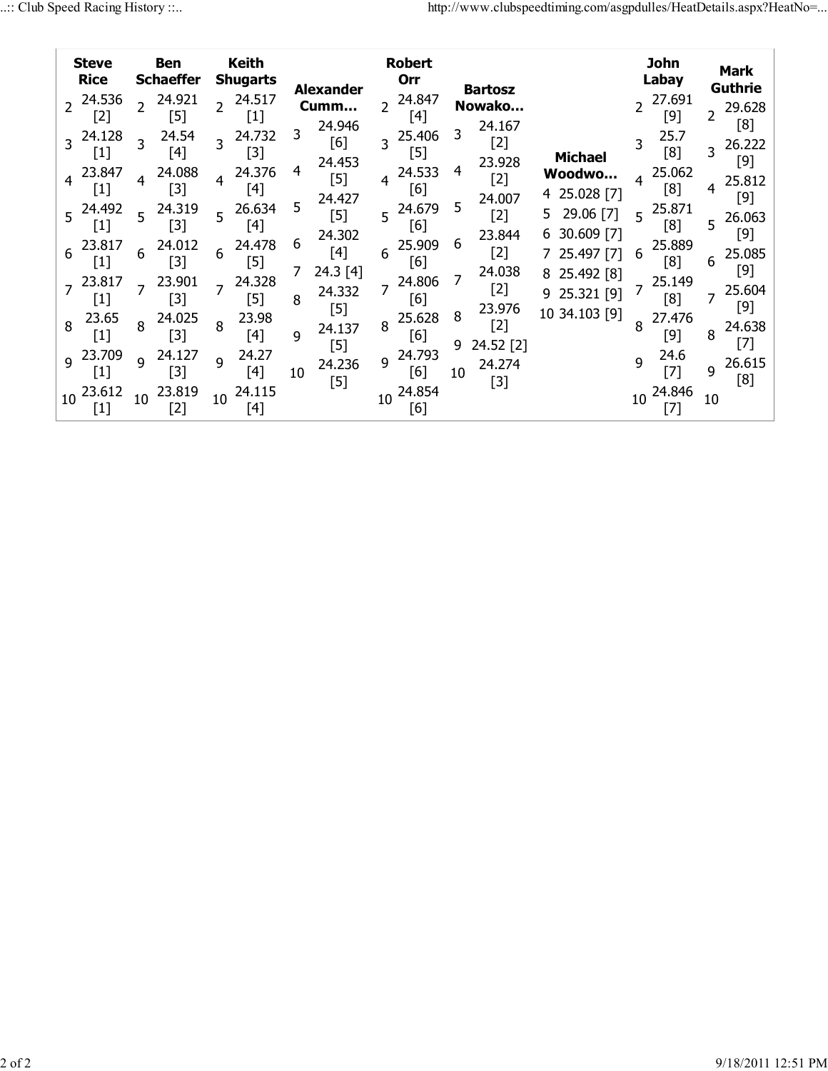| | Steve Rice | Ben Schaeffer | Keith Shugarts | Alexander Cumm… | Robert Orr | Bartosz Nowako… | Michael Woodwo… | John Labay | Mark Guthrie |
|---|---|---|---|---|---|---|---|---|---|
| 2 | 24.536 [2] | 24.921 [5] | 24.517 [1] | | 24.847 [4] | | | 27.691 [9] | 29.628 [8] |
| 3 | 24.128 [1] | 24.54 [4] | 24.732 [3] | 24.946 [6] | 25.406 [5] | 24.167 [2] | | 25.7 [8] | 26.222 [9] |
| 4 | 23.847 [1] | 24.088 [3] | 24.376 [4] | 24.453 [5] | 24.533 [6] | 23.928 [2] | 25.028 [7] | 25.062 [8] | 25.812 [9] |
| 5 | 24.492 [1] | 24.319 [3] | 26.634 [4] | 24.427 [5] | 24.679 [6] | 24.007 [2] | 29.06 [7] | 25.871 [8] | 26.063 [9] |
| 6 | 23.817 [1] | 24.012 [3] | 24.478 [5] | 24.302 [4] | 25.909 [6] | 23.844 [2] | 30.609 [7] | 25.889 [8] | 25.085 [9] |
| 7 | 23.817 [1] | 23.901 [3] | 24.328 [5] | 24.3 [4] | 24.806 [6] | 24.038 [2] | 25.497 [7] | 25.149 [8] | 25.604 [9] |
| 8 | 23.65 [1] | 24.025 [3] | 23.98 [4] | 24.332 [5] | 25.628 [6] | 23.976 [2] | 25.492 [8] | 27.476 [9] | 24.638 [7] |
| 9 | 23.709 [1] | 24.127 [3] | 24.27 [4] | 24.137 [5] | 24.793 [6] | 24.52 [2] | 25.321 [9] | 24.6 [7] | 26.615 [8] |
| 10 | 23.612 [1] | 23.819 [2] | 24.115 [4] | 24.236 [5] | 24.854 [6] | 24.274 [3] | 34.103 [9] | 24.846 [7] | |